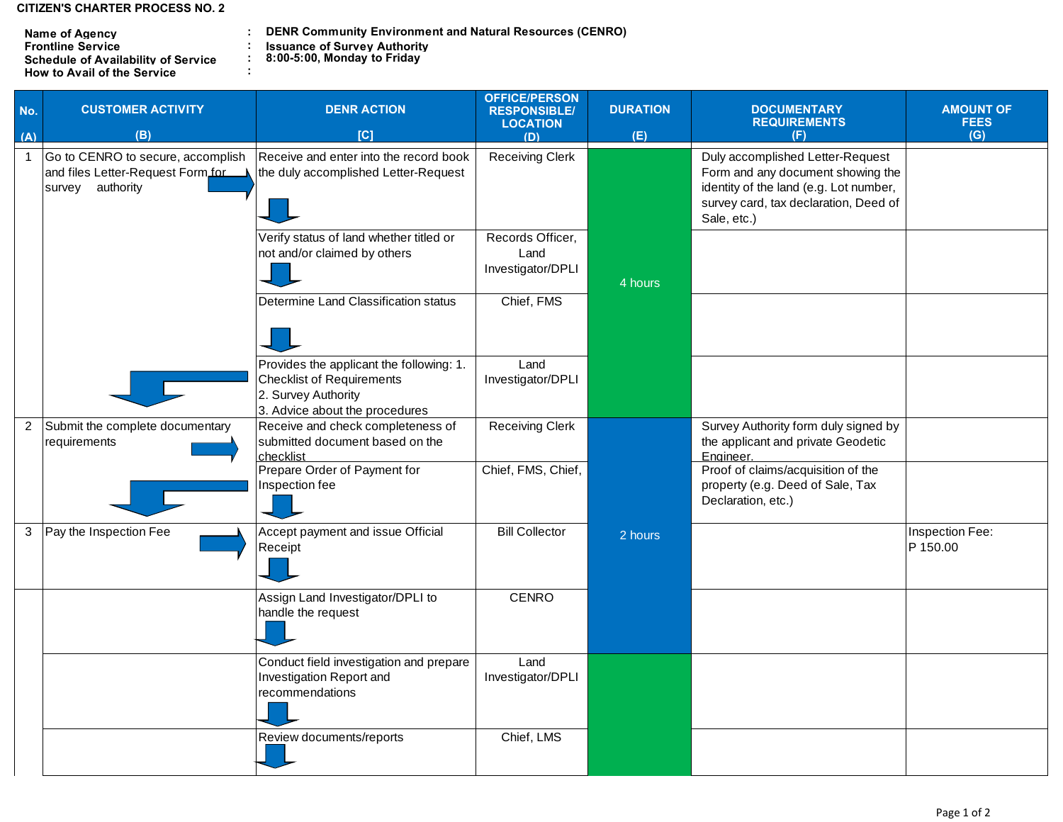**CITIZEN'S CHARTER PROCESS NO. 2**

| | | |
|---|---|---|
| Name of Agency | : | DENR Community Environment and Natural Resources (CENRO) |
| Frontline Service | : | Issuance of Survey Authority |
| Schedule of Availability of Service | : | 8:00-5:00, Monday to Friday |
| How to Avail of the Service | : | |

| No. (A) | CUSTOMER ACTIVITY (B) | DENR ACTION [C] | OFFICE/PERSON RESPONSIBLE/ LOCATION (D) | DURATION (E) | DOCUMENTARY REQUIREMENTS (F) | AMOUNT OF FEES (G) |
|---|---|---|---|---|---|---|
| 1 | Go to CENRO to secure, accomplish and files Letter-Request Form for survey authority | Receive and enter into the record book the duly accomplished Letter-Request | Receiving Clerk | 4 hours | Duly accomplished Letter-Request Form and any document showing the identity of the land (e.g. Lot number, survey card, tax declaration, Deed of Sale, etc.) | |
| | | Verify status of land whether titled or not and/or claimed by others | Records Officer, Land Investigator/DPLI | | | |
| | | Determine Land Classification status | Chief, FMS | | | |
| | | Provides the applicant the following: 1. Checklist of Requirements<br>2. Survey Authority<br>3. Advice about the procedures | Land Investigator/DPLI | | | |
| 2 | Submit the complete documentary requirements | Receive and check completeness of submitted document based on the checklist | Receiving Clerk | 2 hours | Survey Authority form duly signed by the applicant and private Geodetic Engineer. | |
| | | Prepare Order of Payment for Inspection fee | Chief, FMS, Chief, | | Proof of claims/acquisition of the property (e.g. Deed of Sale, Tax Declaration, etc.) | |
| 3 | Pay the Inspection Fee | Accept payment and issue Official Receipt | Bill Collector | | | Inspection Fee: P 150.00 |
| | | Assign Land Investigator/DPLI to handle the request | CENRO | | | |
| | | Conduct field investigation and prepare Investigation Report and recommendations | Land Investigator/DPLI | | | |
| | | Review documents/reports | Chief, LMS | | | |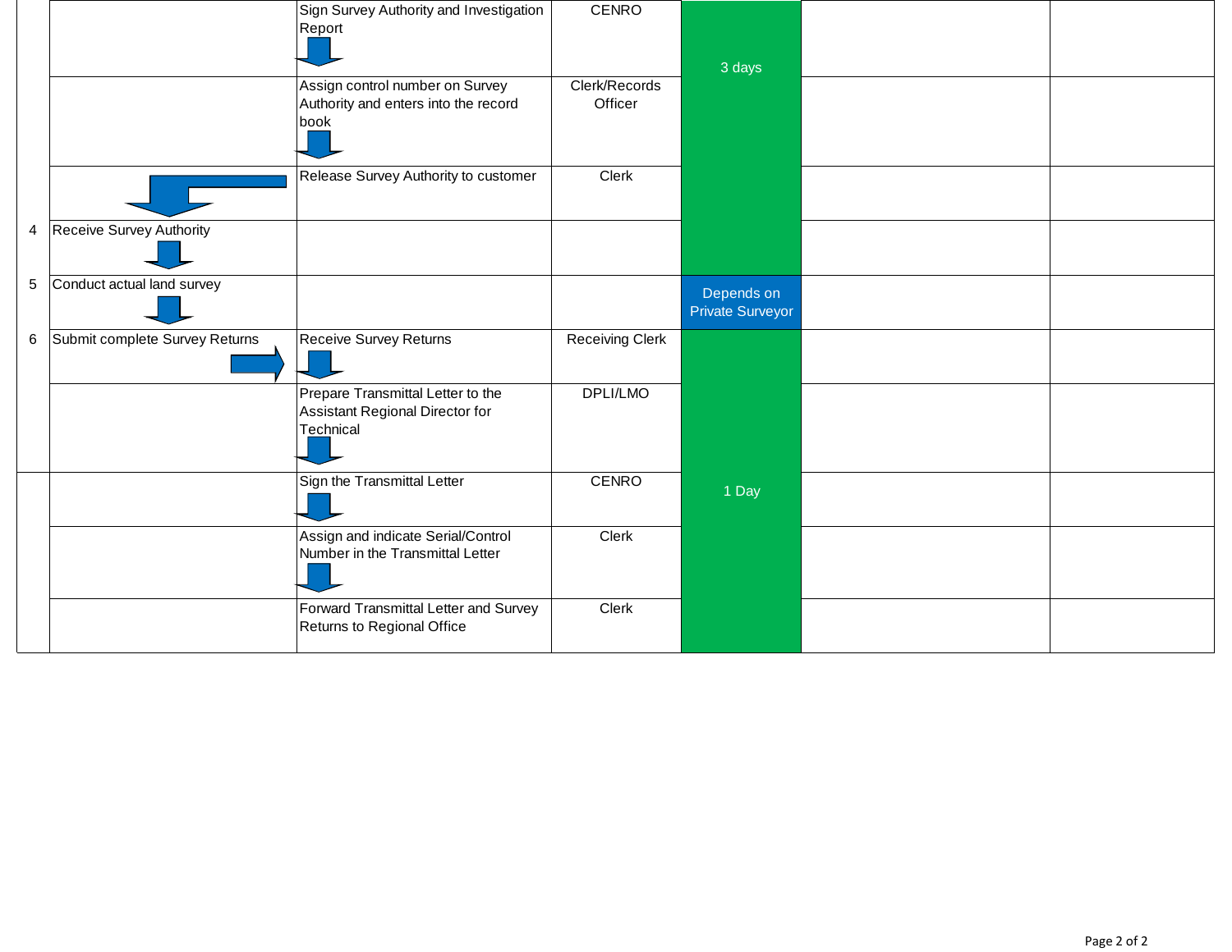| | | | | | | |
|---|---|---|---|---|---|---|
| | | Sign Survey Authority and Investigation Report | CENRO | 3 days | | |
| | | Assign control number on Survey Authority and enters into the record book | Clerk/Records Officer | | | |
| | | Release Survey Authority to customer | Clerk | | | |
| 4 | Receive Survey Authority | | | | | |
| 5 | Conduct actual land survey | | | Depends on Private Surveyor | | |
| 6 | Submit complete Survey Returns | Receive Survey Returns | Receiving Clerk | 1 Day | | |
| | | Prepare Transmittal Letter to the Assistant Regional Director for Technical | DPLI/LMO | | | |
| | | Sign the Transmittal Letter | CENRO | | | |
| | | Assign and indicate Serial/Control Number in the Transmittal Letter | Clerk | | | |
| | | Forward Transmittal Letter and Survey Returns to Regional Office | Clerk | | | |